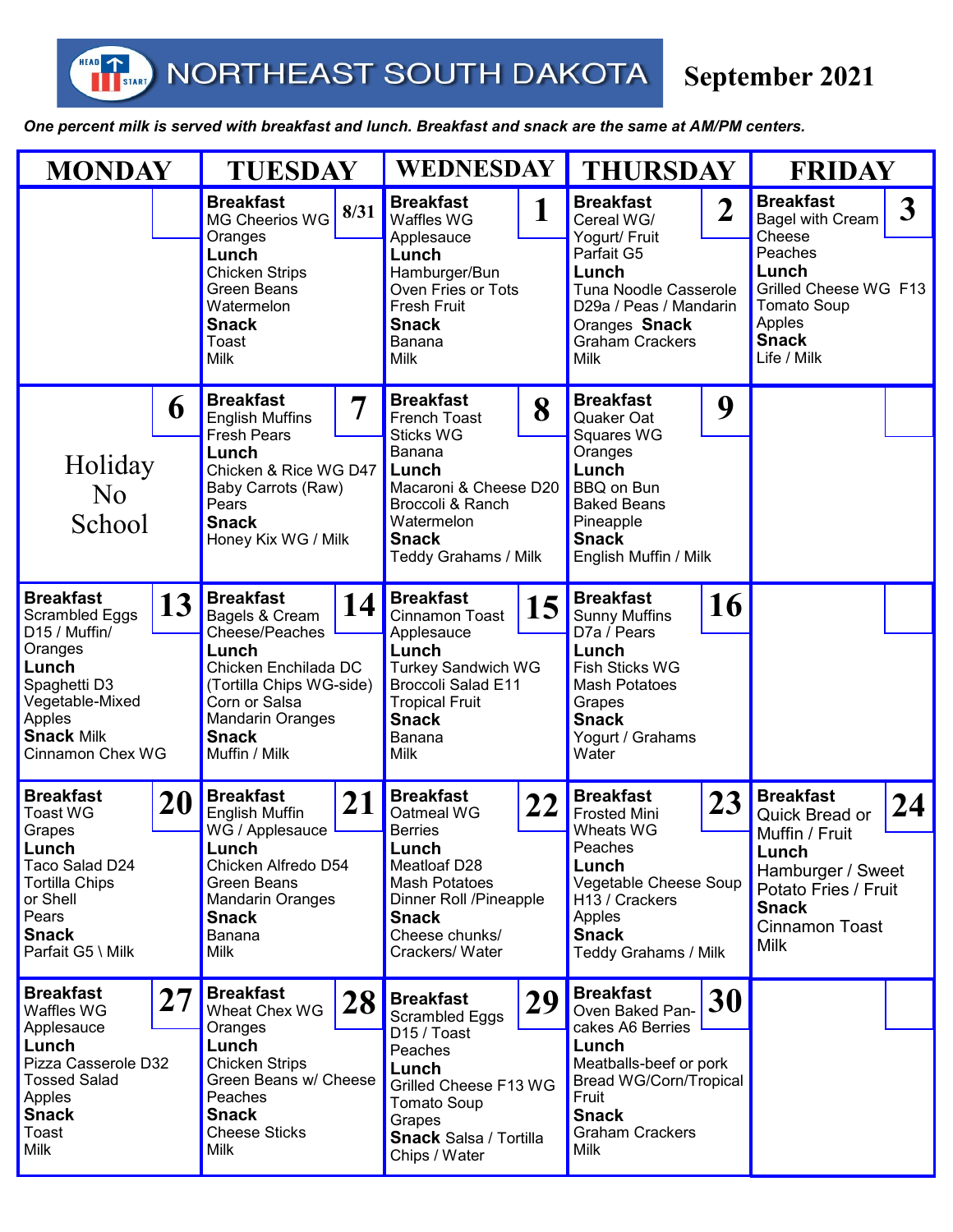# NORTHEAST SOUTH DAKOTA September 2021

***One percent milk is served with breakfast and lunch. Breakfast and snack are the same at AM/PM centers.***

| MONDAY | TUESDAY | WEDNESDAY | THURSDAY | FRIDAY |
|---|---|---|---|---|
| | **8/31** **Breakfast** MG Cheerios WG Oranges **Lunch** Chicken Strips Green Beans Watermelon **Snack** Toast Milk | **1** **Breakfast** Waffles WG Applesauce **Lunch** Hamburger/Bun Oven Fries or Tots Fresh Fruit **Snack** Banana Milk | **2** **Breakfast** Cereal WG/ Yogurt/ Fruit Parfait G5 **Lunch** Tuna Noodle Casserole D29a / Peas / Mandarin Oranges **Snack** Graham Crackers Milk | **3** **Breakfast** Bagel with Cream Cheese Peaches **Lunch** Grilled Cheese WG F13 Tomato Soup Apples **Snack** Life / Milk |
| **6** Holiday No School | **7** **Breakfast** English Muffins Fresh Pears **Lunch** Chicken & Rice WG D47 Baby Carrots (Raw) Pears **Snack** Honey Kix WG / Milk | **8** **Breakfast** French Toast Sticks WG Banana **Lunch** Macaroni & Cheese D20 Broccoli & Ranch Watermelon **Snack** Teddy Grahams / Milk | **9** **Breakfast** Quaker Oat Squares WG Oranges **Lunch** BBQ on Bun Baked Beans Pineapple **Snack** English Muffin / Milk | |
| **13** **Breakfast** Scrambled Eggs D15 / Muffin/ Oranges **Lunch** Spaghetti D3 Vegetable-Mixed Apples **Snack** Milk Cinnamon Chex WG | **14** **Breakfast** Bagels & Cream Cheese/Peaches **Lunch** Chicken Enchilada DC (Tortilla Chips WG-side) Corn or Salsa Mandarin Oranges **Snack** Muffin / Milk | **15** **Breakfast** Cinnamon Toast Applesauce **Lunch** Turkey Sandwich WG Broccoli Salad E11 Tropical Fruit **Snack** Banana Milk | **16** **Breakfast** Sunny Muffins D7a / Pears **Lunch** Fish Sticks WG Mash Potatoes Grapes **Snack** Yogurt / Grahams Water | |
| **20** **Breakfast** Toast WG Grapes **Lunch** Taco Salad D24 Tortilla Chips or Shell Pears **Snack** Parfait G5 \ Milk | **21** **Breakfast** English Muffin WG / Applesauce **Lunch** Chicken Alfredo D54 Green Beans Mandarin Oranges **Snack** Banana Milk | **22** **Breakfast** Oatmeal WG Berries **Lunch** Meatloaf D28 Mash Potatoes Dinner Roll /Pineapple **Snack** Cheese chunks/ Crackers/ Water | **23** **Breakfast** Frosted Mini Wheats WG Peaches **Lunch** Vegetable Cheese Soup H13 / Crackers Apples **Snack** Teddy Grahams / Milk | **24** **Breakfast** Quick Bread or Muffin / Fruit **Lunch** Hamburger / Sweet Potato Fries / Fruit **Snack** Cinnamon Toast Milk |
| **27** **Breakfast** Waffles WG Applesauce **Lunch** Pizza Casserole D32 Tossed Salad Apples **Snack** Toast Milk | **28** **Breakfast** Wheat Chex WG Oranges **Lunch** Chicken Strips Green Beans w/ Cheese Peaches **Snack** Cheese Sticks Milk | **29** **Breakfast** Scrambled Eggs D15 / Toast Peaches **Lunch** Grilled Cheese F13 WG Tomato Soup Grapes **Snack** Salsa / Tortilla Chips / Water | **30** **Breakfast** Oven Baked Pan-cakes A6 Berries **Lunch** Meatballs-beef or pork Bread WG/Corn/Tropical Fruit **Snack** Graham Crackers Milk | |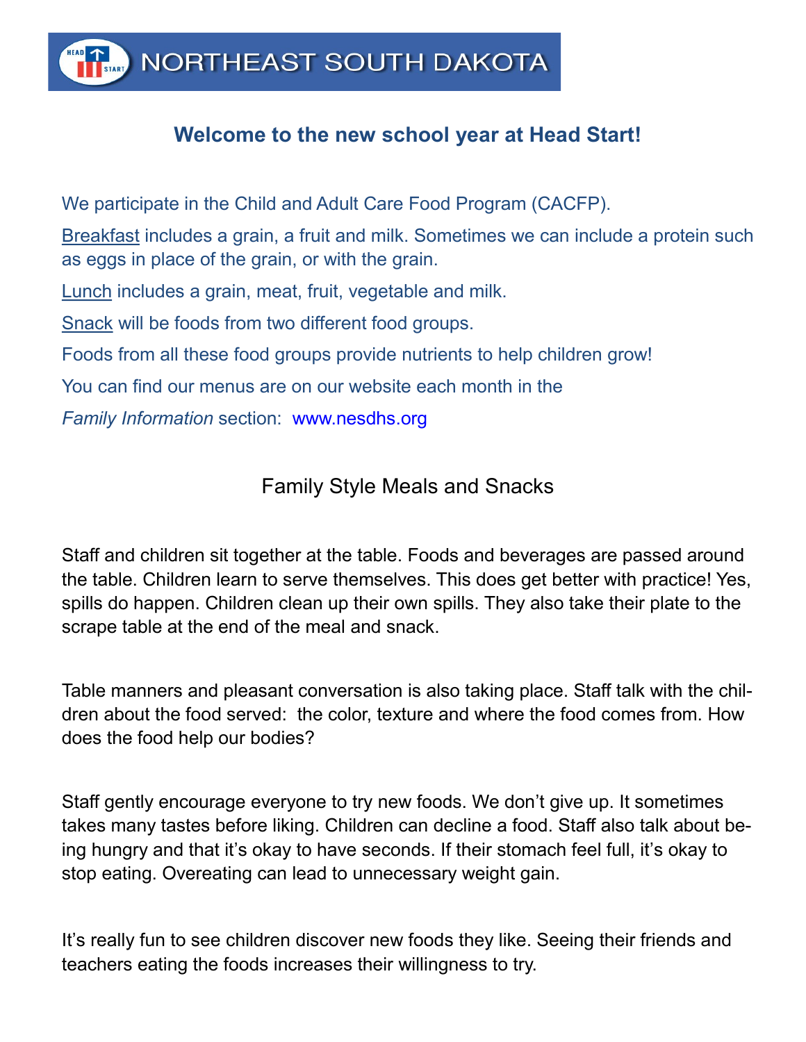# NORTHEAST SOUTH DAKOTA

## Welcome to the new school year at Head Start!

We participate in the Child and Adult Care Food Program (CACFP).

Breakfast includes a grain, a fruit and milk. Sometimes we can include a protein such as eggs in place of the grain, or with the grain.

Lunch includes a grain, meat, fruit, vegetable and milk.

Snack will be foods from two different food groups.

Foods from all these food groups provide nutrients to help children grow!

You can find our menus are on our website each month in the

*Family Information* section: www.nesdhs.org

## Family Style Meals and Snacks

Staff and children sit together at the table. Foods and beverages are passed around the table. Children learn to serve themselves. This does get better with practice! Yes, spills do happen. Children clean up their own spills. They also take their plate to the scrape table at the end of the meal and snack.

Table manners and pleasant conversation is also taking place. Staff talk with the children about the food served: the color, texture and where the food comes from. How does the food help our bodies?

Staff gently encourage everyone to try new foods. We don't give up. It sometimes takes many tastes before liking. Children can decline a food. Staff also talk about being hungry and that it's okay to have seconds. If their stomach feel full, it's okay to stop eating. Overeating can lead to unnecessary weight gain.

It's really fun to see children discover new foods they like. Seeing their friends and teachers eating the foods increases their willingness to try.